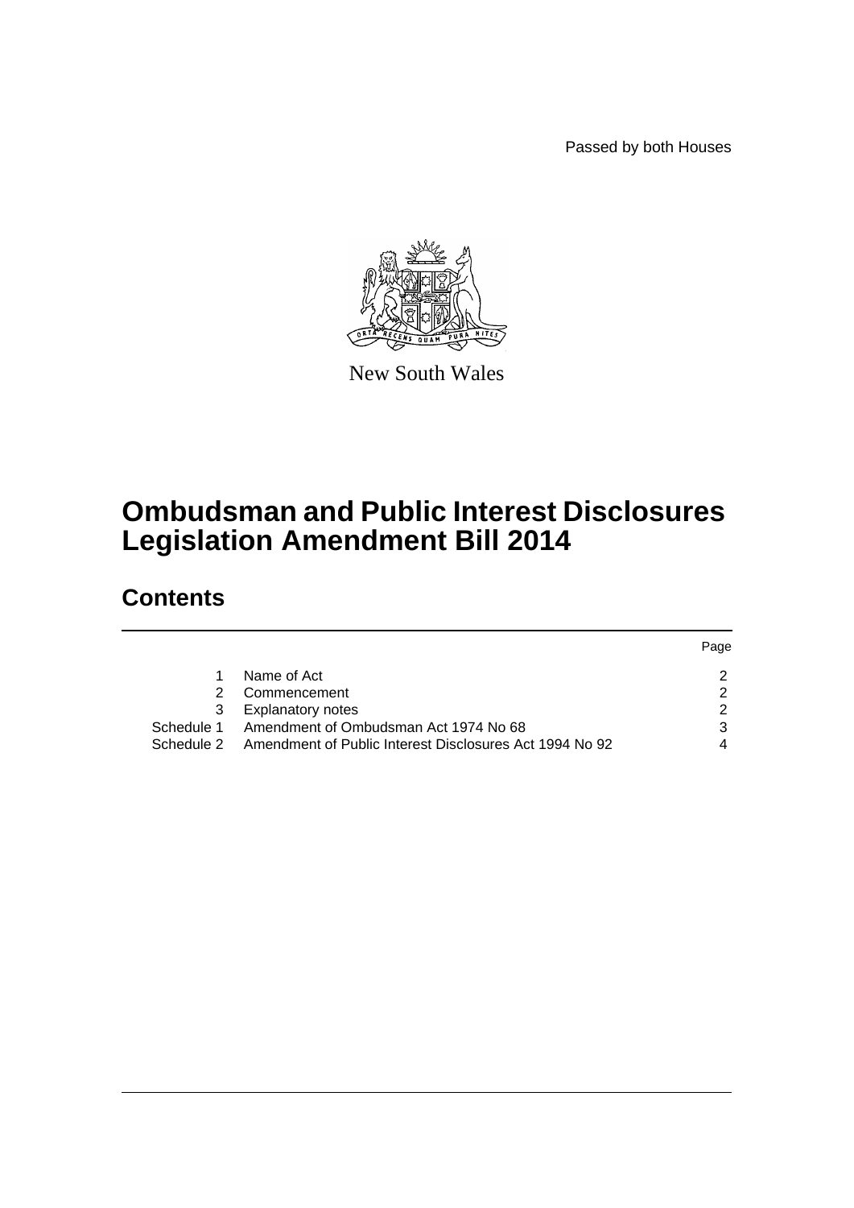Passed by both Houses

New South Wales

# Ombudsman and Public Interest Disclosures Legislation Amendment Bill 2014

## Contents

| | | Page |
|---|---|---|
| 1 | Name of Act | 2 |
| 2 | Commencement | 2 |
| 3 | Explanatory notes | 2 |
| Schedule 1 | Amendment of Ombudsman Act 1974 No 68 | 3 |
| Schedule 2 | Amendment of Public Interest Disclosures Act 1994 No 92 | 4 |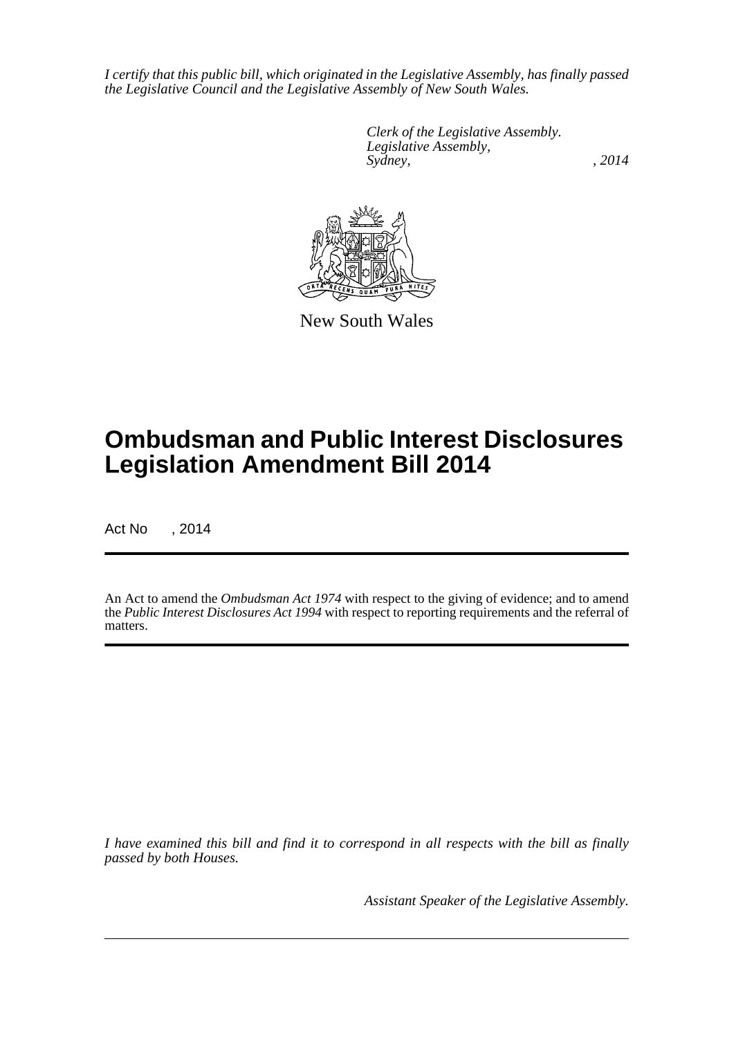*I certify that this public bill, which originated in the Legislative Assembly, has finally passed the Legislative Council and the Legislative Assembly of New South Wales.*

*Clerk of the Legislative Assembly.*
*Legislative Assembly,*
*Sydney, , 2014*

New South Wales

# Ombudsman and Public Interest Disclosures Legislation Amendment Bill 2014

Act No , 2014

An Act to amend the *Ombudsman Act 1974* with respect to the giving of evidence; and to amend the *Public Interest Disclosures Act 1994* with respect to reporting requirements and the referral of matters.

*I have examined this bill and find it to correspond in all respects with the bill as finally passed by both Houses.*

*Assistant Speaker of the Legislative Assembly.*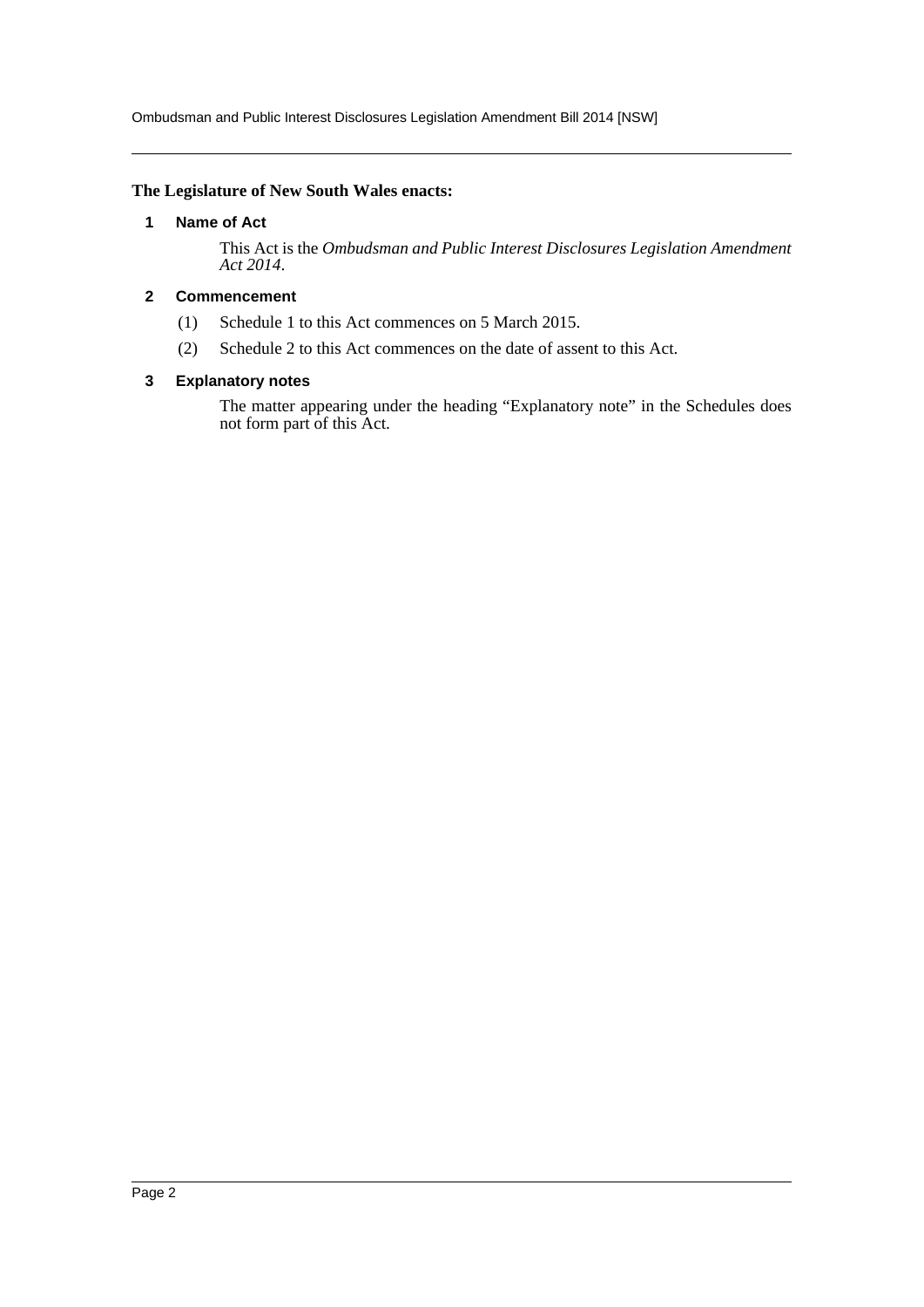**The Legislature of New South Wales enacts:**

## 1 Name of Act

This Act is the *Ombudsman and Public Interest Disclosures Legislation Amendment Act 2014*.

## 2 Commencement

(1) Schedule 1 to this Act commences on 5 March 2015.

(2) Schedule 2 to this Act commences on the date of assent to this Act.

## 3 Explanatory notes

The matter appearing under the heading "Explanatory note" in the Schedules does not form part of this Act.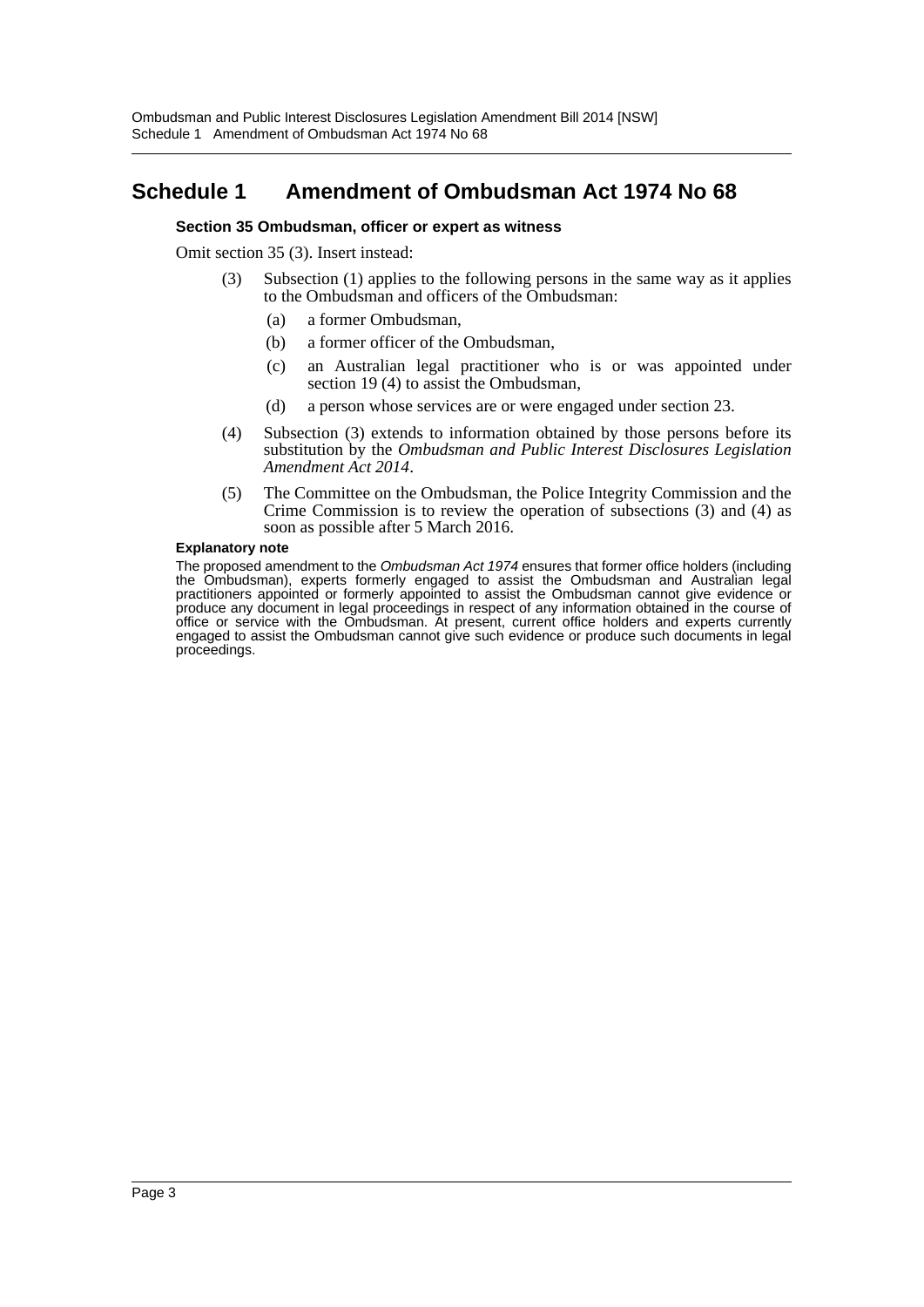## Schedule 1 Amendment of Ombudsman Act 1974 No 68

### Section 35 Ombudsman, officer or expert as witness

Omit section 35 (3). Insert instead:

(3) Subsection (1) applies to the following persons in the same way as it applies to the Ombudsman and officers of the Ombudsman:

(a) a former Ombudsman,

(b) a former officer of the Ombudsman,

(c) an Australian legal practitioner who is or was appointed under section 19 (4) to assist the Ombudsman,

(d) a person whose services are or were engaged under section 23.

(4) Subsection (3) extends to information obtained by those persons before its substitution by the *Ombudsman and Public Interest Disclosures Legislation Amendment Act 2014*.

(5) The Committee on the Ombudsman, the Police Integrity Commission and the Crime Commission is to review the operation of subsections (3) and (4) as soon as possible after 5 March 2016.

**Explanatory note**

The proposed amendment to the *Ombudsman Act 1974* ensures that former office holders (including the Ombudsman), experts formerly engaged to assist the Ombudsman and Australian legal practitioners appointed or formerly appointed to assist the Ombudsman cannot give evidence or produce any document in legal proceedings in respect of any information obtained in the course of office or service with the Ombudsman. At present, current office holders and experts currently engaged to assist the Ombudsman cannot give such evidence or produce such documents in legal proceedings.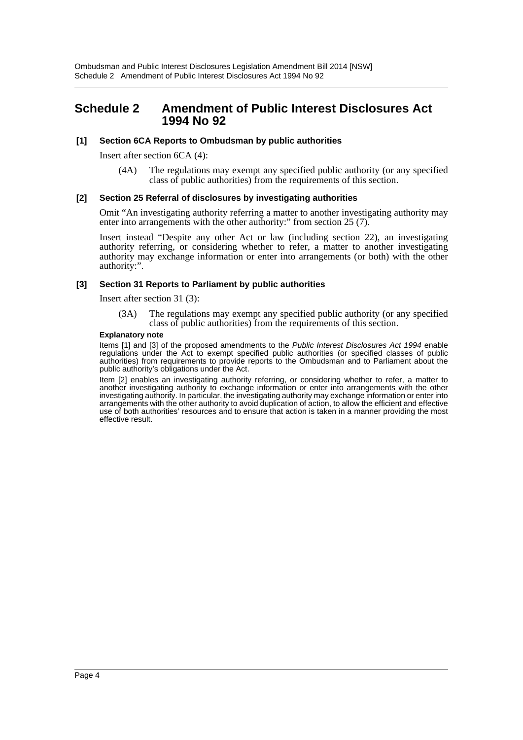# Schedule 2 Amendment of Public Interest Disclosures Act 1994 No 92

**[1] Section 6CA Reports to Ombudsman by public authorities**

Insert after section 6CA (4):

> (4A) The regulations may exempt any specified public authority (or any specified class of public authorities) from the requirements of this section.

**[2] Section 25 Referral of disclosures by investigating authorities**

Omit "An investigating authority referring a matter to another investigating authority may enter into arrangements with the other authority:" from section 25 (7).

Insert instead "Despite any other Act or law (including section 22), an investigating authority referring, or considering whether to refer, a matter to another investigating authority may exchange information or enter into arrangements (or both) with the other authority:".

**[3] Section 31 Reports to Parliament by public authorities**

Insert after section 31 (3):

> (3A) The regulations may exempt any specified public authority (or any specified class of public authorities) from the requirements of this section.

**Explanatory note**

Items [1] and [3] of the proposed amendments to the *Public Interest Disclosures Act 1994* enable regulations under the Act to exempt specified public authorities (or specified classes of public authorities) from requirements to provide reports to the Ombudsman and to Parliament about the public authority's obligations under the Act.

Item [2] enables an investigating authority referring, or considering whether to refer, a matter to another investigating authority to exchange information or enter into arrangements with the other investigating authority. In particular, the investigating authority may exchange information or enter into arrangements with the other authority to avoid duplication of action, to allow the efficient and effective use of both authorities' resources and to ensure that action is taken in a manner providing the most effective result.